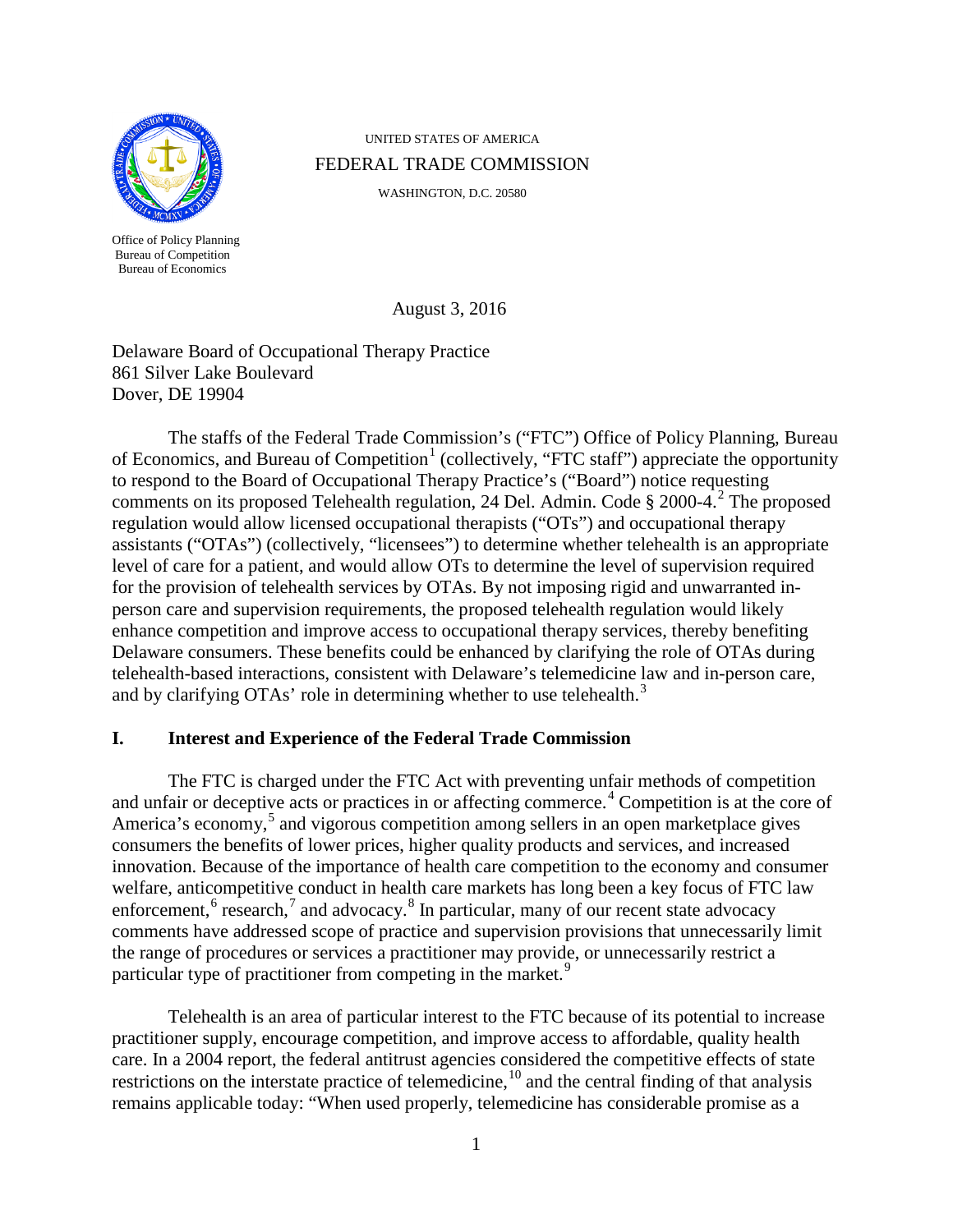UNITED STATES OF AMERICA

FEDERAL TRADE COMMISSION

WASHINGTON, D.C. 20580

Office of Policy Planning
Bureau of Competition
Bureau of Economics

August 3, 2016

Delaware Board of Occupational Therapy Practice
861 Silver Lake Boulevard
Dover, DE 19904

The staffs of the Federal Trade Commission's ("FTC") Office of Policy Planning, Bureau of Economics, and Bureau of Competition[1] (collectively, "FTC staff") appreciate the opportunity to respond to the Board of Occupational Therapy Practice's ("Board") notice requesting comments on its proposed Telehealth regulation, 24 Del. Admin. Code § 2000-4.[2] The proposed regulation would allow licensed occupational therapists ("OTs") and occupational therapy assistants ("OTAs") (collectively, "licensees") to determine whether telehealth is an appropriate level of care for a patient, and would allow OTs to determine the level of supervision required for the provision of telehealth services by OTAs. By not imposing rigid and unwarranted in-person care and supervision requirements, the proposed telehealth regulation would likely enhance competition and improve access to occupational therapy services, thereby benefiting Delaware consumers. These benefits could be enhanced by clarifying the role of OTAs during telehealth-based interactions, consistent with Delaware's telemedicine law and in-person care, and by clarifying OTAs' role in determining whether to use telehealth.[3]

## I. Interest and Experience of the Federal Trade Commission

The FTC is charged under the FTC Act with preventing unfair methods of competition and unfair or deceptive acts or practices in or affecting commerce.[4] Competition is at the core of America's economy,[5] and vigorous competition among sellers in an open marketplace gives consumers the benefits of lower prices, higher quality products and services, and increased innovation. Because of the importance of health care competition to the economy and consumer welfare, anticompetitive conduct in health care markets has long been a key focus of FTC law enforcement,[6] research,[7] and advocacy.[8] In particular, many of our recent state advocacy comments have addressed scope of practice and supervision provisions that unnecessarily limit the range of procedures or services a practitioner may provide, or unnecessarily restrict a particular type of practitioner from competing in the market.[9]

Telehealth is an area of particular interest to the FTC because of its potential to increase practitioner supply, encourage competition, and improve access to affordable, quality health care. In a 2004 report, the federal antitrust agencies considered the competitive effects of state restrictions on the interstate practice of telemedicine,[10] and the central finding of that analysis remains applicable today: "When used properly, telemedicine has considerable promise as a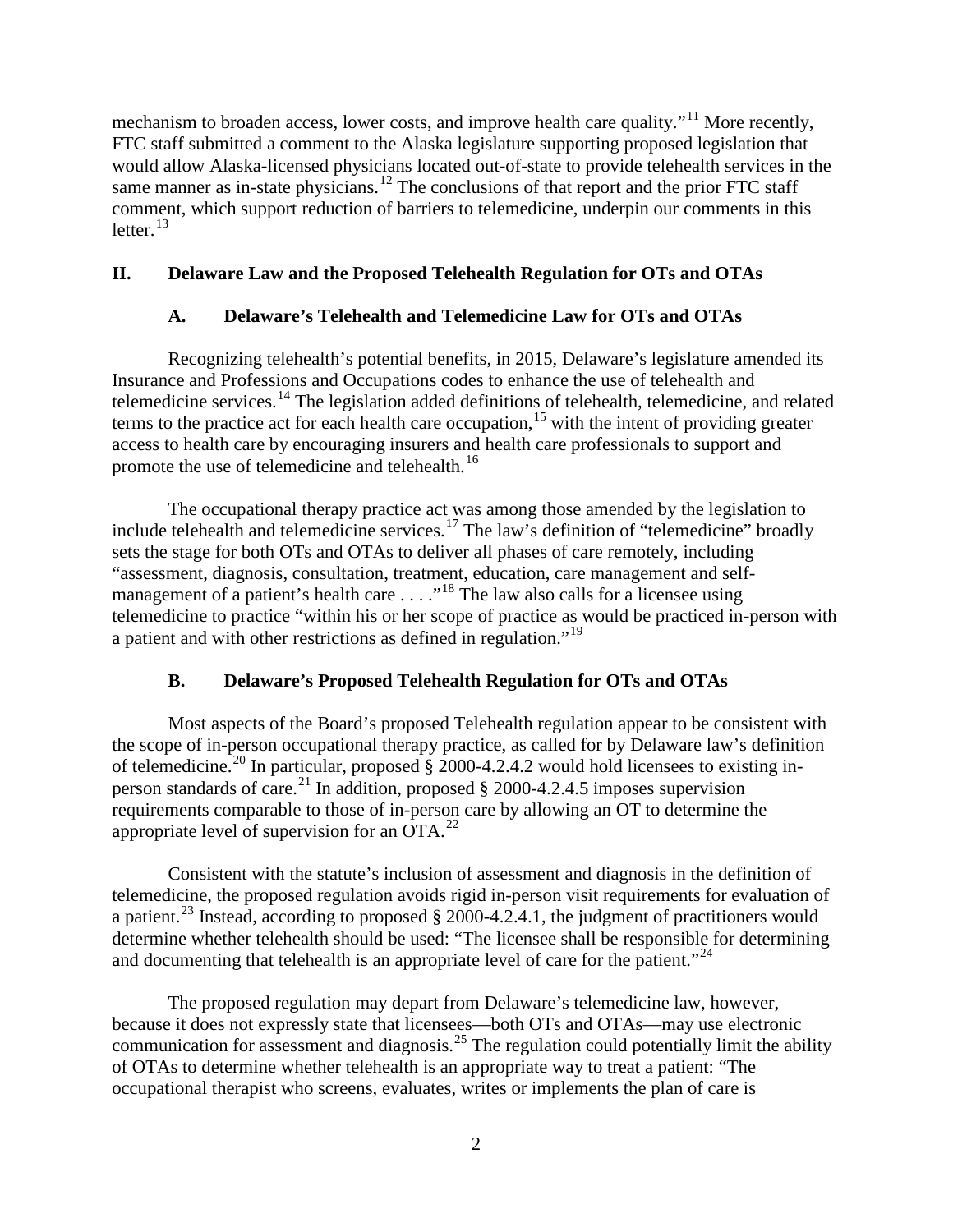mechanism to broaden access, lower costs, and improve health care quality."[11] More recently, FTC staff submitted a comment to the Alaska legislature supporting proposed legislation that would allow Alaska-licensed physicians located out-of-state to provide telehealth services in the same manner as in-state physicians.[12] The conclusions of that report and the prior FTC staff comment, which support reduction of barriers to telemedicine, underpin our comments in this letter.[13]

## II. Delaware Law and the Proposed Telehealth Regulation for OTs and OTAs

### A. Delaware's Telehealth and Telemedicine Law for OTs and OTAs

Recognizing telehealth's potential benefits, in 2015, Delaware's legislature amended its Insurance and Professions and Occupations codes to enhance the use of telehealth and telemedicine services.[14] The legislation added definitions of telehealth, telemedicine, and related terms to the practice act for each health care occupation,[15] with the intent of providing greater access to health care by encouraging insurers and health care professionals to support and promote the use of telemedicine and telehealth.[16]

The occupational therapy practice act was among those amended by the legislation to include telehealth and telemedicine services.[17] The law's definition of "telemedicine" broadly sets the stage for both OTs and OTAs to deliver all phases of care remotely, including "assessment, diagnosis, consultation, treatment, education, care management and self-management of a patient's health care . . . ."[18] The law also calls for a licensee using telemedicine to practice "within his or her scope of practice as would be practiced in-person with a patient and with other restrictions as defined in regulation."[19]

### B. Delaware's Proposed Telehealth Regulation for OTs and OTAs

Most aspects of the Board's proposed Telehealth regulation appear to be consistent with the scope of in-person occupational therapy practice, as called for by Delaware law's definition of telemedicine.[20] In particular, proposed § 2000-4.2.4.2 would hold licensees to existing in-person standards of care.[21] In addition, proposed § 2000-4.2.4.5 imposes supervision requirements comparable to those of in-person care by allowing an OT to determine the appropriate level of supervision for an OTA.[22]

Consistent with the statute's inclusion of assessment and diagnosis in the definition of telemedicine, the proposed regulation avoids rigid in-person visit requirements for evaluation of a patient.[23] Instead, according to proposed § 2000-4.2.4.1, the judgment of practitioners would determine whether telehealth should be used: "The licensee shall be responsible for determining and documenting that telehealth is an appropriate level of care for the patient."[24]

The proposed regulation may depart from Delaware's telemedicine law, however, because it does not expressly state that licensees—both OTs and OTAs—may use electronic communication for assessment and diagnosis.[25] The regulation could potentially limit the ability of OTAs to determine whether telehealth is an appropriate way to treat a patient: "The occupational therapist who screens, evaluates, writes or implements the plan of care is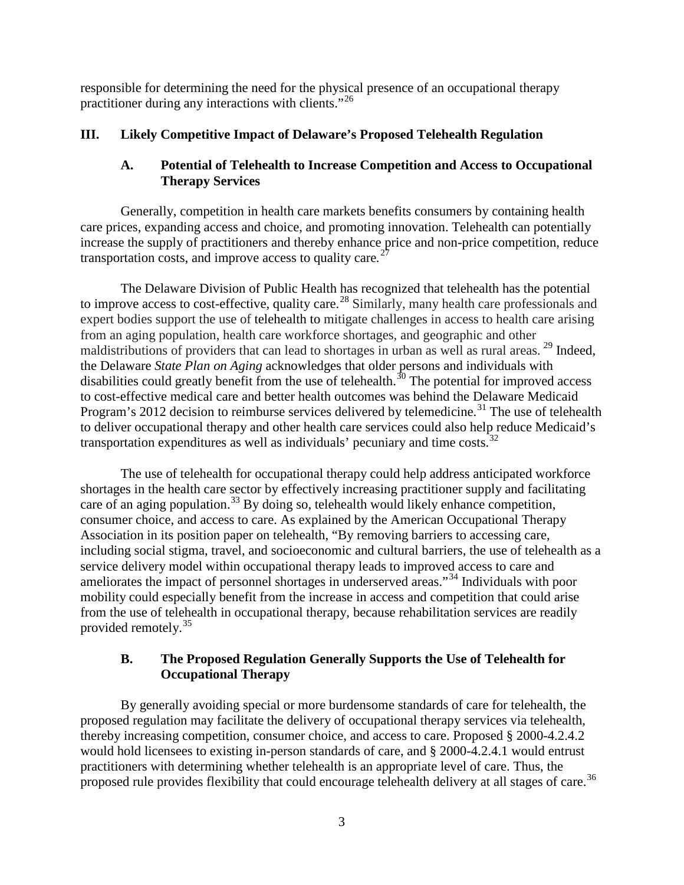responsible for determining the need for the physical presence of an occupational therapy practitioner during any interactions with clients."[26]

## III. Likely Competitive Impact of Delaware's Proposed Telehealth Regulation

### A. Potential of Telehealth to Increase Competition and Access to Occupational Therapy Services

Generally, competition in health care markets benefits consumers by containing health care prices, expanding access and choice, and promoting innovation. Telehealth can potentially increase the supply of practitioners and thereby enhance price and non-price competition, reduce transportation costs, and improve access to quality care.[27]

The Delaware Division of Public Health has recognized that telehealth has the potential to improve access to cost-effective, quality care.[28] Similarly, many health care professionals and expert bodies support the use of telehealth to mitigate challenges in access to health care arising from an aging population, health care workforce shortages, and geographic and other maldistributions of providers that can lead to shortages in urban as well as rural areas.[29] Indeed, the Delaware *State Plan on Aging* acknowledges that older persons and individuals with disabilities could greatly benefit from the use of telehealth.[30] The potential for improved access to cost-effective medical care and better health outcomes was behind the Delaware Medicaid Program's 2012 decision to reimburse services delivered by telemedicine.[31] The use of telehealth to deliver occupational therapy and other health care services could also help reduce Medicaid's transportation expenditures as well as individuals' pecuniary and time costs.[32]

The use of telehealth for occupational therapy could help address anticipated workforce shortages in the health care sector by effectively increasing practitioner supply and facilitating care of an aging population.[33] By doing so, telehealth would likely enhance competition, consumer choice, and access to care. As explained by the American Occupational Therapy Association in its position paper on telehealth, "By removing barriers to accessing care, including social stigma, travel, and socioeconomic and cultural barriers, the use of telehealth as a service delivery model within occupational therapy leads to improved access to care and ameliorates the impact of personnel shortages in underserved areas."[34] Individuals with poor mobility could especially benefit from the increase in access and competition that could arise from the use of telehealth in occupational therapy, because rehabilitation services are readily provided remotely.[35]

### B. The Proposed Regulation Generally Supports the Use of Telehealth for Occupational Therapy

By generally avoiding special or more burdensome standards of care for telehealth, the proposed regulation may facilitate the delivery of occupational therapy services via telehealth, thereby increasing competition, consumer choice, and access to care. Proposed § 2000-4.2.4.2 would hold licensees to existing in-person standards of care, and § 2000-4.2.4.1 would entrust practitioners with determining whether telehealth is an appropriate level of care. Thus, the proposed rule provides flexibility that could encourage telehealth delivery at all stages of care.[36]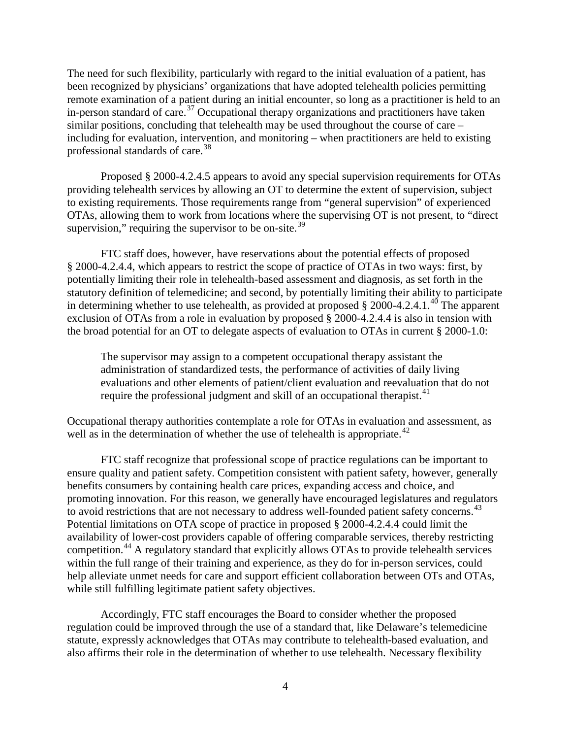The need for such flexibility, particularly with regard to the initial evaluation of a patient, has been recognized by physicians' organizations that have adopted telehealth policies permitting remote examination of a patient during an initial encounter, so long as a practitioner is held to an in-person standard of care.[37] Occupational therapy organizations and practitioners have taken similar positions, concluding that telehealth may be used throughout the course of care – including for evaluation, intervention, and monitoring – when practitioners are held to existing professional standards of care.[38]

Proposed § 2000-4.2.4.5 appears to avoid any special supervision requirements for OTAs providing telehealth services by allowing an OT to determine the extent of supervision, subject to existing requirements. Those requirements range from "general supervision" of experienced OTAs, allowing them to work from locations where the supervising OT is not present, to "direct supervision," requiring the supervisor to be on-site.[39]

FTC staff does, however, have reservations about the potential effects of proposed § 2000-4.2.4.4, which appears to restrict the scope of practice of OTAs in two ways: first, by potentially limiting their role in telehealth-based assessment and diagnosis, as set forth in the statutory definition of telemedicine; and second, by potentially limiting their ability to participate in determining whether to use telehealth, as provided at proposed § 2000-4.2.4.1.[40] The apparent exclusion of OTAs from a role in evaluation by proposed § 2000-4.2.4.4 is also in tension with the broad potential for an OT to delegate aspects of evaluation to OTAs in current § 2000-1.0:

> The supervisor may assign to a competent occupational therapy assistant the administration of standardized tests, the performance of activities of daily living evaluations and other elements of patient/client evaluation and reevaluation that do not require the professional judgment and skill of an occupational therapist.[41]

Occupational therapy authorities contemplate a role for OTAs in evaluation and assessment, as well as in the determination of whether the use of telehealth is appropriate.[42]

FTC staff recognize that professional scope of practice regulations can be important to ensure quality and patient safety. Competition consistent with patient safety, however, generally benefits consumers by containing health care prices, expanding access and choice, and promoting innovation. For this reason, we generally have encouraged legislatures and regulators to avoid restrictions that are not necessary to address well-founded patient safety concerns.[43] Potential limitations on OTA scope of practice in proposed § 2000-4.2.4.4 could limit the availability of lower-cost providers capable of offering comparable services, thereby restricting competition.[44] A regulatory standard that explicitly allows OTAs to provide telehealth services within the full range of their training and experience, as they do for in-person services, could help alleviate unmet needs for care and support efficient collaboration between OTs and OTAs, while still fulfilling legitimate patient safety objectives.

Accordingly, FTC staff encourages the Board to consider whether the proposed regulation could be improved through the use of a standard that, like Delaware's telemedicine statute, expressly acknowledges that OTAs may contribute to telehealth-based evaluation, and also affirms their role in the determination of whether to use telehealth. Necessary flexibility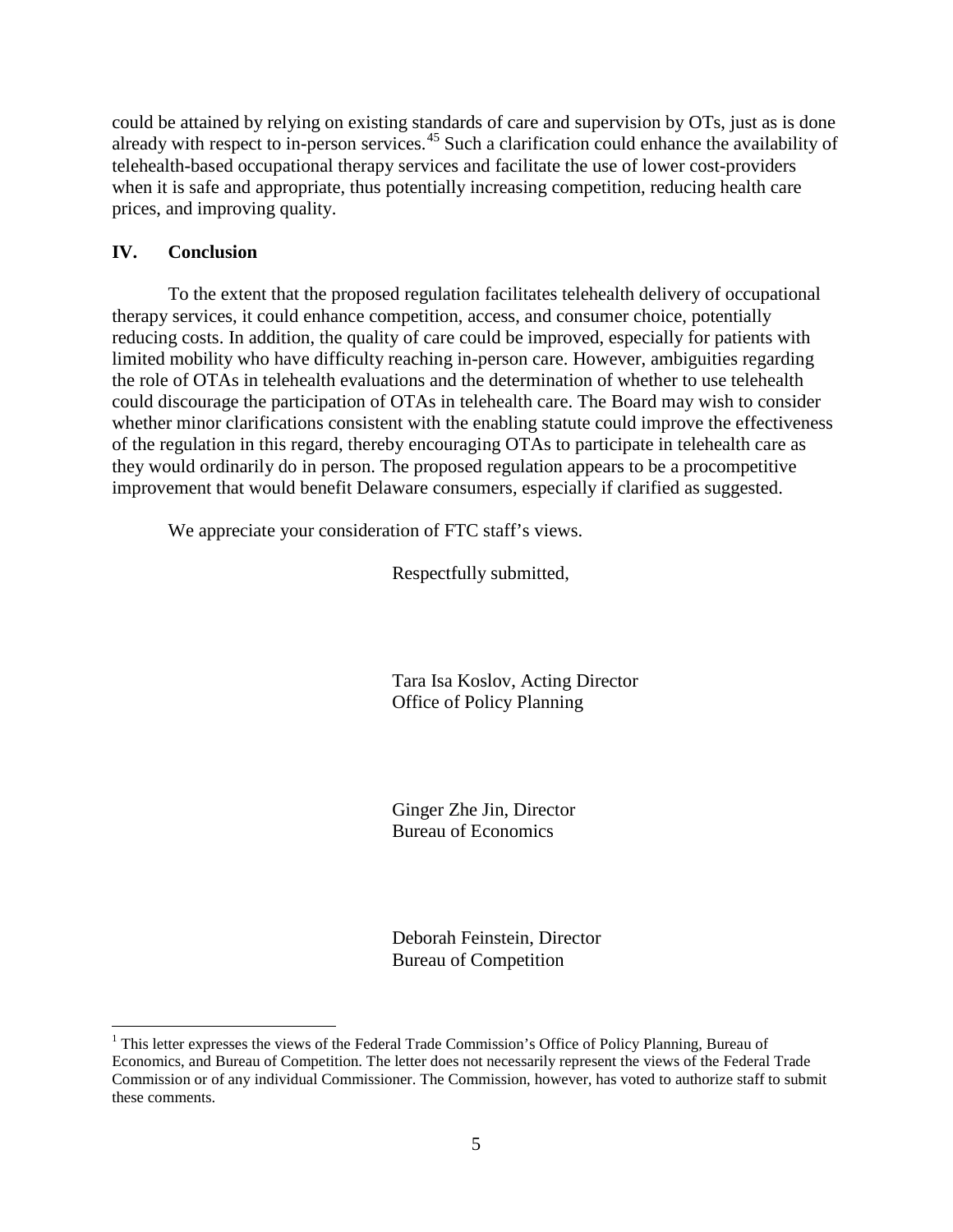could be attained by relying on existing standards of care and supervision by OTs, just as is done already with respect to in-person services.[45] Such a clarification could enhance the availability of telehealth-based occupational therapy services and facilitate the use of lower cost-providers when it is safe and appropriate, thus potentially increasing competition, reducing health care prices, and improving quality.

## IV. Conclusion

To the extent that the proposed regulation facilitates telehealth delivery of occupational therapy services, it could enhance competition, access, and consumer choice, potentially reducing costs. In addition, the quality of care could be improved, especially for patients with limited mobility who have difficulty reaching in-person care. However, ambiguities regarding the role of OTAs in telehealth evaluations and the determination of whether to use telehealth could discourage the participation of OTAs in telehealth care. The Board may wish to consider whether minor clarifications consistent with the enabling statute could improve the effectiveness of the regulation in this regard, thereby encouraging OTAs to participate in telehealth care as they would ordinarily do in person. The proposed regulation appears to be a procompetitive improvement that would benefit Delaware consumers, especially if clarified as suggested.

We appreciate your consideration of FTC staff's views.

Respectfully submitted,

Tara Isa Koslov, Acting Director
Office of Policy Planning

Ginger Zhe Jin, Director
Bureau of Economics

Deborah Feinstein, Director
Bureau of Competition

---

[1] This letter expresses the views of the Federal Trade Commission's Office of Policy Planning, Bureau of Economics, and Bureau of Competition. The letter does not necessarily represent the views of the Federal Trade Commission or of any individual Commissioner. The Commission, however, has voted to authorize staff to submit these comments.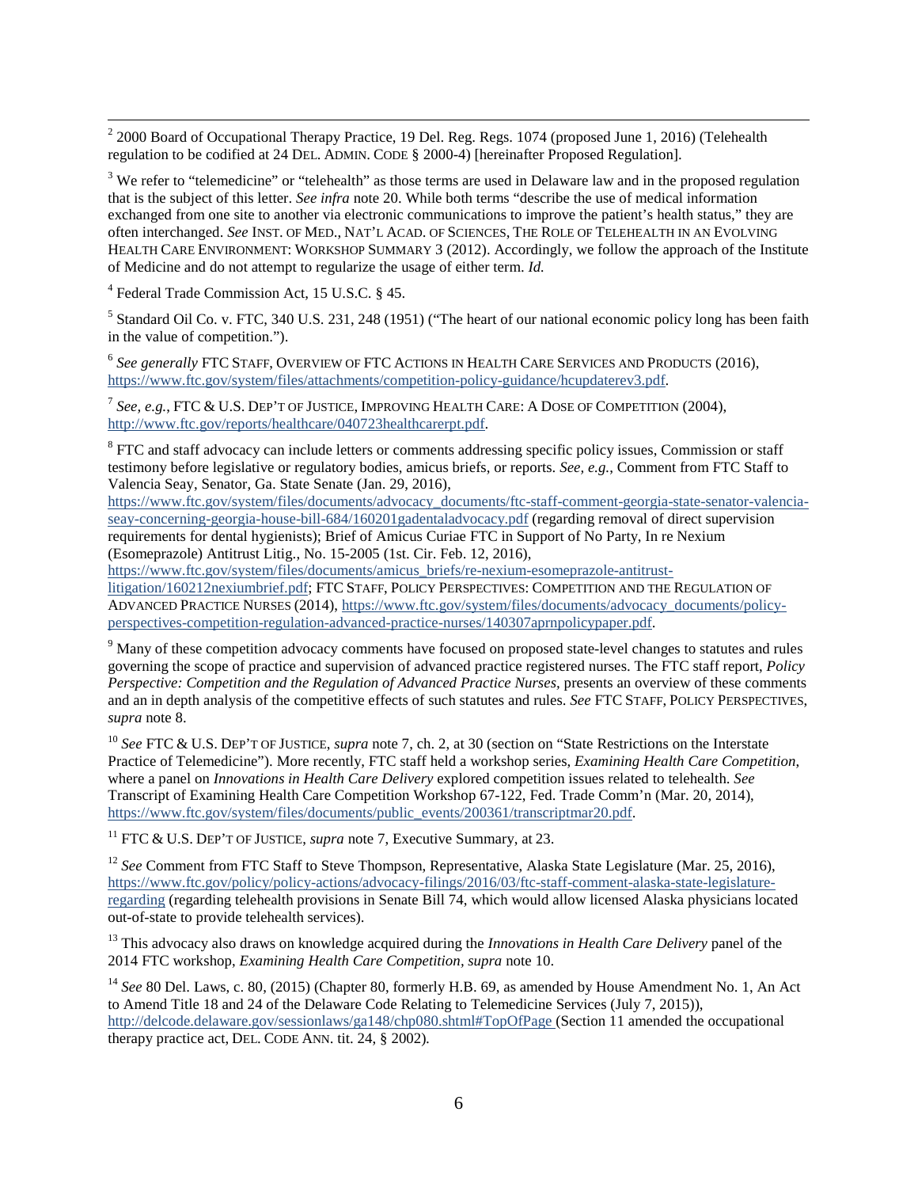[2] 2000 Board of Occupational Therapy Practice, 19 Del. Reg. Regs. 1074 (proposed June 1, 2016) (Telehealth regulation to be codified at 24 DEL. ADMIN. CODE § 2000-4) [hereinafter Proposed Regulation].

[3] We refer to "telemedicine" or "telehealth" as those terms are used in Delaware law and in the proposed regulation that is the subject of this letter. *See infra* note 20. While both terms "describe the use of medical information exchanged from one site to another via electronic communications to improve the patient's health status," they are often interchanged. *See* INST. OF MED., NAT'L ACAD. OF SCIENCES, THE ROLE OF TELEHEALTH IN AN EVOLVING HEALTH CARE ENVIRONMENT: WORKSHOP SUMMARY 3 (2012). Accordingly, we follow the approach of the Institute of Medicine and do not attempt to regularize the usage of either term. *Id.*

[4] Federal Trade Commission Act, 15 U.S.C. § 45.

[5] Standard Oil Co. v. FTC, 340 U.S. 231, 248 (1951) ("The heart of our national economic policy long has been faith in the value of competition.").

[6] *See generally* FTC STAFF, OVERVIEW OF FTC ACTIONS IN HEALTH CARE SERVICES AND PRODUCTS (2016), https://www.ftc.gov/system/files/attachments/competition-policy-guidance/hcupdaterev3.pdf.

[7] *See, e.g.*, FTC & U.S. DEP'T OF JUSTICE, IMPROVING HEALTH CARE: A DOSE OF COMPETITION (2004), http://www.ftc.gov/reports/healthcare/040723healthcarerpt.pdf.

[8] FTC and staff advocacy can include letters or comments addressing specific policy issues, Commission or staff testimony before legislative or regulatory bodies, amicus briefs, or reports. *See, e.g.*, Comment from FTC Staff to Valencia Seay, Senator, Ga. State Senate (Jan. 29, 2016), https://www.ftc.gov/system/files/documents/advocacy_documents/ftc-staff-comment-georgia-state-senator-valencia-seay-concerning-georgia-house-bill-684/160201gadentaladvocacy.pdf (regarding removal of direct supervision requirements for dental hygienists); Brief of Amicus Curiae FTC in Support of No Party, In re Nexium (Esomeprazole) Antitrust Litig., No. 15-2005 (1st. Cir. Feb. 12, 2016), https://www.ftc.gov/system/files/documents/amicus_briefs/re-nexium-esomeprazole-antitrust-litigation/160212nexiumbrief.pdf; FTC STAFF, POLICY PERSPECTIVES: COMPETITION AND THE REGULATION OF ADVANCED PRACTICE NURSES (2014), https://www.ftc.gov/system/files/documents/advocacy_documents/policy-perspectives-competition-regulation-advanced-practice-nurses/140307aprnpolicypaper.pdf.

[9] Many of these competition advocacy comments have focused on proposed state-level changes to statutes and rules governing the scope of practice and supervision of advanced practice registered nurses. The FTC staff report, *Policy Perspective: Competition and the Regulation of Advanced Practice Nurses*, presents an overview of these comments and an in depth analysis of the competitive effects of such statutes and rules. *See* FTC STAFF, POLICY PERSPECTIVES, *supra* note 8.

[10] *See* FTC & U.S. DEP'T OF JUSTICE, *supra* note 7, ch. 2, at 30 (section on "State Restrictions on the Interstate Practice of Telemedicine"). More recently, FTC staff held a workshop series, *Examining Health Care Competition*, where a panel on *Innovations in Health Care Delivery* explored competition issues related to telehealth. *See* Transcript of Examining Health Care Competition Workshop 67-122, Fed. Trade Comm'n (Mar. 20, 2014), https://www.ftc.gov/system/files/documents/public_events/200361/transcriptmar20.pdf.

[11] FTC & U.S. DEP'T OF JUSTICE, *supra* note 7, Executive Summary, at 23.

[12] *See* Comment from FTC Staff to Steve Thompson, Representative, Alaska State Legislature (Mar. 25, 2016), https://www.ftc.gov/policy/policy-actions/advocacy-filings/2016/03/ftc-staff-comment-alaska-state-legislature-regarding (regarding telehealth provisions in Senate Bill 74, which would allow licensed Alaska physicians located out-of-state to provide telehealth services).

[13] This advocacy also draws on knowledge acquired during the *Innovations in Health Care Delivery* panel of the 2014 FTC workshop, *Examining Health Care Competition*, *supra* note 10.

[14] *See* 80 Del. Laws, c. 80, (2015) (Chapter 80, formerly H.B. 69, as amended by House Amendment No. 1, An Act to Amend Title 18 and 24 of the Delaware Code Relating to Telemedicine Services (July 7, 2015)), http://delcode.delaware.gov/sessionlaws/ga148/chp080.shtml#TopOfPage (Section 11 amended the occupational therapy practice act, DEL. CODE ANN. tit. 24, § 2002).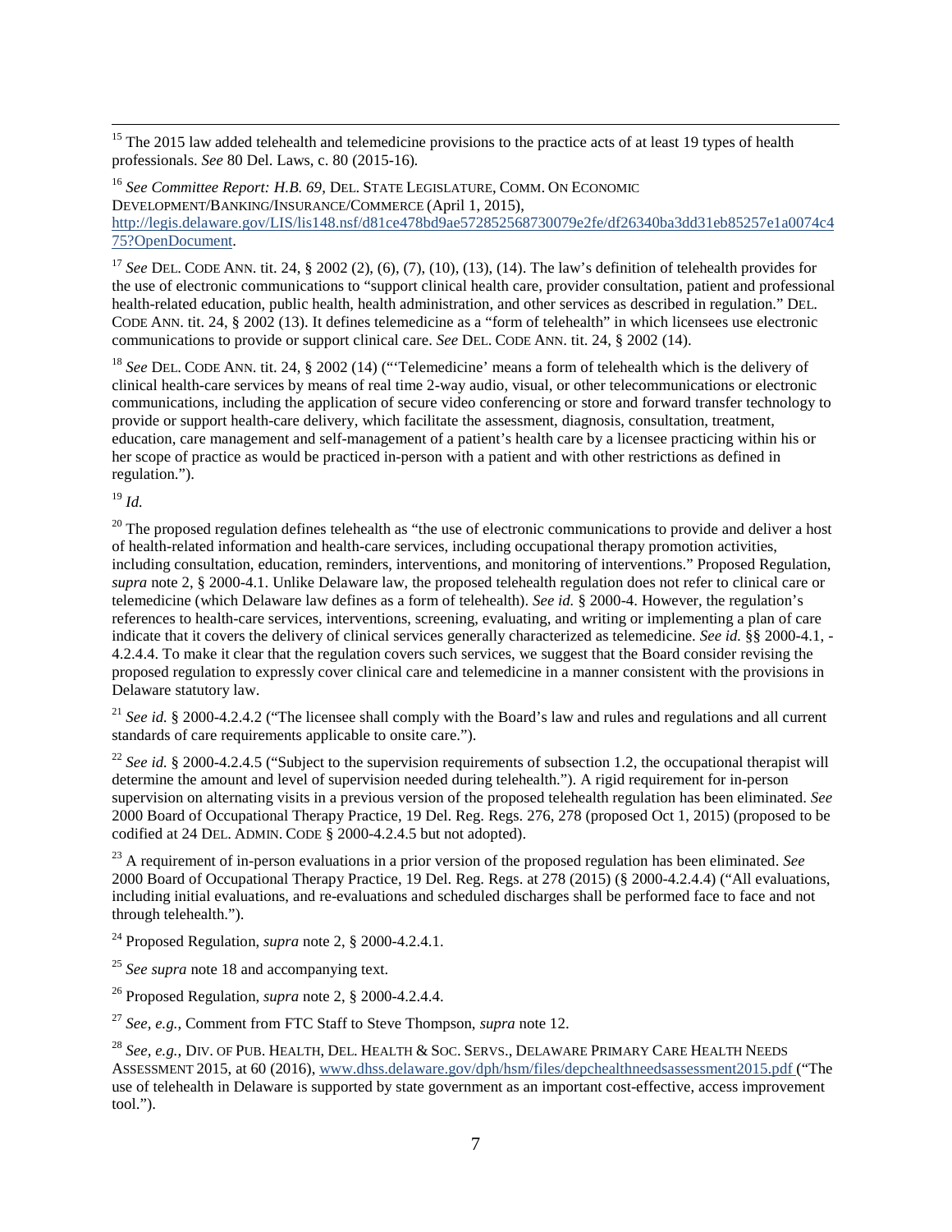[15] The 2015 law added telehealth and telemedicine provisions to the practice acts of at least 19 types of health professionals. *See* 80 Del. Laws, c. 80 (2015-16).

[16] *See Committee Report: H.B. 69*, DEL. STATE LEGISLATURE, COMM. ON ECONOMIC DEVELOPMENT/BANKING/INSURANCE/COMMERCE (April 1, 2015), http://legis.delaware.gov/LIS/lis148.nsf/d81ce478bd9ae572852568730079e2fe/df26340ba3dd31eb85257e1a0074c475?OpenDocument.

[17] *See* DEL. CODE ANN. tit. 24, § 2002 (2), (6), (7), (10), (13), (14). The law's definition of telehealth provides for the use of electronic communications to "support clinical health care, provider consultation, patient and professional health-related education, public health, health administration, and other services as described in regulation." DEL. CODE ANN. tit. 24, § 2002 (13). It defines telemedicine as a "form of telehealth" in which licensees use electronic communications to provide or support clinical care. *See* DEL. CODE ANN. tit. 24, § 2002 (14).

[18] *See* DEL. CODE ANN. tit. 24, § 2002 (14) ("'Telemedicine' means a form of telehealth which is the delivery of clinical health-care services by means of real time 2-way audio, visual, or other telecommunications or electronic communications, including the application of secure video conferencing or store and forward transfer technology to provide or support health-care delivery, which facilitate the assessment, diagnosis, consultation, treatment, education, care management and self-management of a patient's health care by a licensee practicing within his or her scope of practice as would be practiced in-person with a patient and with other restrictions as defined in regulation.").

[19] *Id.*

[20] The proposed regulation defines telehealth as "the use of electronic communications to provide and deliver a host of health-related information and health-care services, including occupational therapy promotion activities, including consultation, education, reminders, interventions, and monitoring of interventions." Proposed Regulation, *supra* note 2, § 2000-4.1. Unlike Delaware law, the proposed telehealth regulation does not refer to clinical care or telemedicine (which Delaware law defines as a form of telehealth). *See id.* § 2000-4. However, the regulation's references to health-care services, interventions, screening, evaluating, and writing or implementing a plan of care indicate that it covers the delivery of clinical services generally characterized as telemedicine. *See id.* §§ 2000-4.1, -4.2.4.4. To make it clear that the regulation covers such services, we suggest that the Board consider revising the proposed regulation to expressly cover clinical care and telemedicine in a manner consistent with the provisions in Delaware statutory law.

[21] *See id.* § 2000-4.2.4.2 ("The licensee shall comply with the Board's law and rules and regulations and all current standards of care requirements applicable to onsite care.").

[22] *See id.* § 2000-4.2.4.5 ("Subject to the supervision requirements of subsection 1.2, the occupational therapist will determine the amount and level of supervision needed during telehealth."). A rigid requirement for in-person supervision on alternating visits in a previous version of the proposed telehealth regulation has been eliminated. *See* 2000 Board of Occupational Therapy Practice, 19 Del. Reg. Regs. 276, 278 (proposed Oct 1, 2015) (proposed to be codified at 24 DEL. ADMIN. CODE § 2000-4.2.4.5 but not adopted).

[23] A requirement of in-person evaluations in a prior version of the proposed regulation has been eliminated. *See* 2000 Board of Occupational Therapy Practice, 19 Del. Reg. Regs. at 278 (2015) (§ 2000-4.2.4.4) ("All evaluations, including initial evaluations, and re-evaluations and scheduled discharges shall be performed face to face and not through telehealth.").

[24] Proposed Regulation, *supra* note 2, § 2000-4.2.4.1.

[25] *See supra* note 18 and accompanying text.

[26] Proposed Regulation, *supra* note 2, § 2000-4.2.4.4.

[27] *See, e.g.*, Comment from FTC Staff to Steve Thompson, *supra* note 12.

[28] *See, e.g.*, DIV. OF PUB. HEALTH, DEL. HEALTH & SOC. SERVS., DELAWARE PRIMARY CARE HEALTH NEEDS ASSESSMENT 2015, at 60 (2016), www.dhss.delaware.gov/dph/hsm/files/depchealthneedsassessment2015.pdf ("The use of telehealth in Delaware is supported by state government as an important cost-effective, access improvement tool.").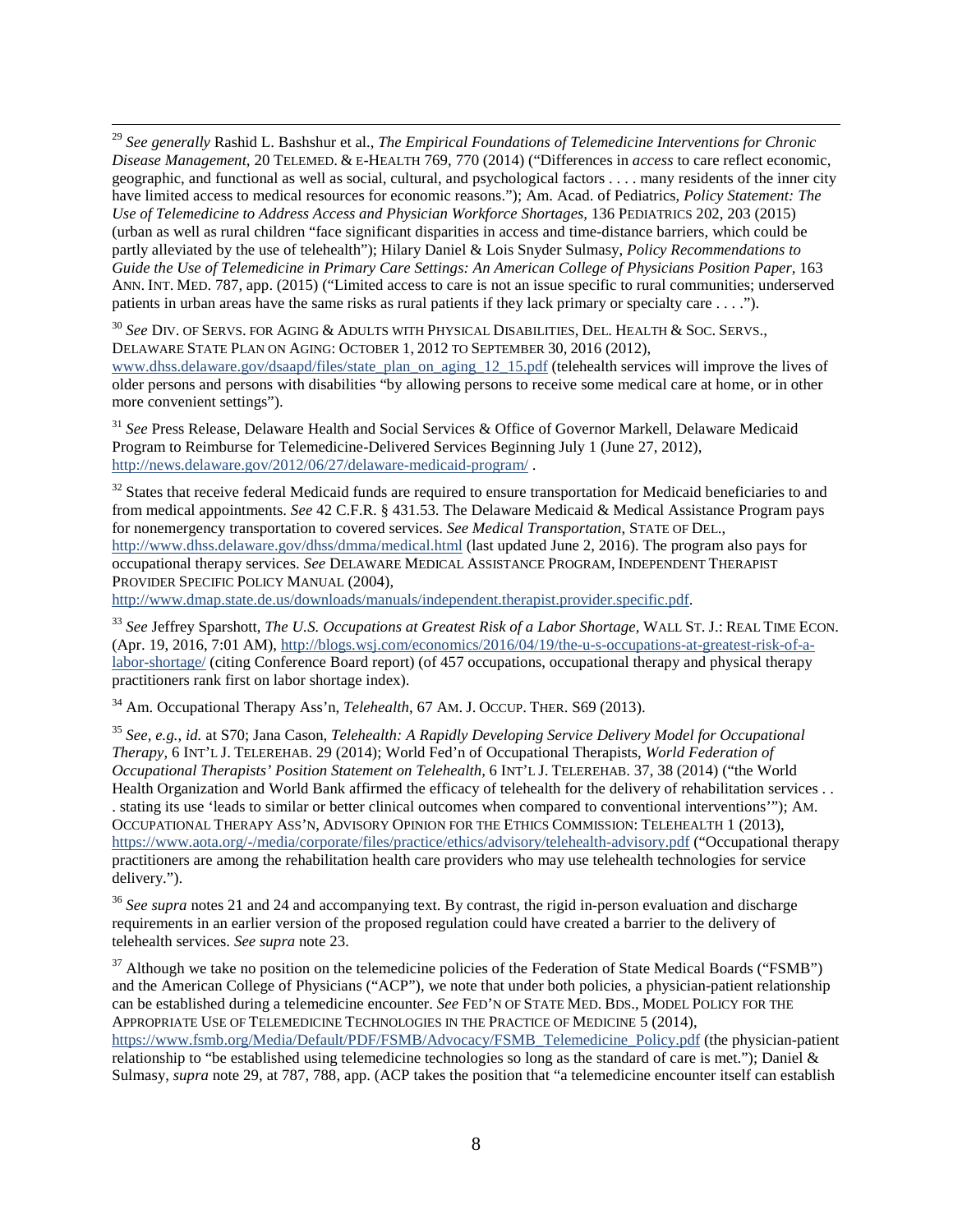[29] *See generally* Rashid L. Bashshur et al., *The Empirical Foundations of Telemedicine Interventions for Chronic Disease Management*, 20 TELEMED. & E-HEALTH 769, 770 (2014) ("Differences in *access* to care reflect economic, geographic, and functional as well as social, cultural, and psychological factors . . . . many residents of the inner city have limited access to medical resources for economic reasons."); Am. Acad. of Pediatrics, *Policy Statement: The Use of Telemedicine to Address Access and Physician Workforce Shortages*, 136 PEDIATRICS 202, 203 (2015) (urban as well as rural children "face significant disparities in access and time-distance barriers, which could be partly alleviated by the use of telehealth"); Hilary Daniel & Lois Snyder Sulmasy, *Policy Recommendations to Guide the Use of Telemedicine in Primary Care Settings: An American College of Physicians Position Paper*, 163 ANN. INT. MED. 787, app. (2015) ("Limited access to care is not an issue specific to rural communities; underserved patients in urban areas have the same risks as rural patients if they lack primary or specialty care . . . .").

[30] *See* DIV. OF SERVS. FOR AGING & ADULTS WITH PHYSICAL DISABILITIES, DEL. HEALTH & SOC. SERVS., DELAWARE STATE PLAN ON AGING: OCTOBER 1, 2012 TO SEPTEMBER 30, 2016 (2012), www.dhss.delaware.gov/dsaapd/files/state_plan_on_aging_12_15.pdf (telehealth services will improve the lives of older persons and persons with disabilities "by allowing persons to receive some medical care at home, or in other more convenient settings").

[31] *See* Press Release, Delaware Health and Social Services & Office of Governor Markell, Delaware Medicaid Program to Reimburse for Telemedicine-Delivered Services Beginning July 1 (June 27, 2012), http://news.delaware.gov/2012/06/27/delaware-medicaid-program/ .

[32] States that receive federal Medicaid funds are required to ensure transportation for Medicaid beneficiaries to and from medical appointments. *See* 42 C.F.R. § 431.53. The Delaware Medicaid & Medical Assistance Program pays for nonemergency transportation to covered services. *See Medical Transportation*, STATE OF DEL., http://www.dhss.delaware.gov/dhss/dmma/medical.html (last updated June 2, 2016). The program also pays for occupational therapy services. *See* DELAWARE MEDICAL ASSISTANCE PROGRAM, INDEPENDENT THERAPIST PROVIDER SPECIFIC POLICY MANUAL (2004), http://www.dmap.state.de.us/downloads/manuals/independent.therapist.provider.specific.pdf.

[33] *See* Jeffrey Sparshott, *The U.S. Occupations at Greatest Risk of a Labor Shortage*, WALL ST. J.: REAL TIME ECON. (Apr. 19, 2016, 7:01 AM), http://blogs.wsj.com/economics/2016/04/19/the-u-s-occupations-at-greatest-risk-of-a-labor-shortage/ (citing Conference Board report) (of 457 occupations, occupational therapy and physical therapy practitioners rank first on labor shortage index).

[34] Am. Occupational Therapy Ass'n, *Telehealth*, 67 AM. J. OCCUP. THER. S69 (2013).

[35] *See, e.g.*, *id.* at S70; Jana Cason, *Telehealth: A Rapidly Developing Service Delivery Model for Occupational Therapy*, 6 INT'L J. TELEREHAB. 29 (2014); World Fed'n of Occupational Therapists, *World Federation of Occupational Therapists' Position Statement on Telehealth*, 6 INT'L J. TELEREHAB. 37, 38 (2014) ("the World Health Organization and World Bank affirmed the efficacy of telehealth for the delivery of rehabilitation services . . . stating its use 'leads to similar or better clinical outcomes when compared to conventional interventions'"); AM. OCCUPATIONAL THERAPY ASS'N, ADVISORY OPINION FOR THE ETHICS COMMISSION: TELEHEALTH 1 (2013), https://www.aota.org/-/media/corporate/files/practice/ethics/advisory/telehealth-advisory.pdf ("Occupational therapy practitioners are among the rehabilitation health care providers who may use telehealth technologies for service delivery.").

[36] *See supra* notes 21 and 24 and accompanying text. By contrast, the rigid in-person evaluation and discharge requirements in an earlier version of the proposed regulation could have created a barrier to the delivery of telehealth services. *See supra* note 23.

[37] Although we take no position on the telemedicine policies of the Federation of State Medical Boards ("FSMB") and the American College of Physicians ("ACP"), we note that under both policies, a physician-patient relationship can be established during a telemedicine encounter. *See* FED'N OF STATE MED. BDS., MODEL POLICY FOR THE APPROPRIATE USE OF TELEMEDICINE TECHNOLOGIES IN THE PRACTICE OF MEDICINE 5 (2014), https://www.fsmb.org/Media/Default/PDF/FSMB/Advocacy/FSMB_Telemedicine_Policy.pdf (the physician-patient relationship to "be established using telemedicine technologies so long as the standard of care is met."); Daniel & Sulmasy, *supra* note 29, at 787, 788, app. (ACP takes the position that "a telemedicine encounter itself can establish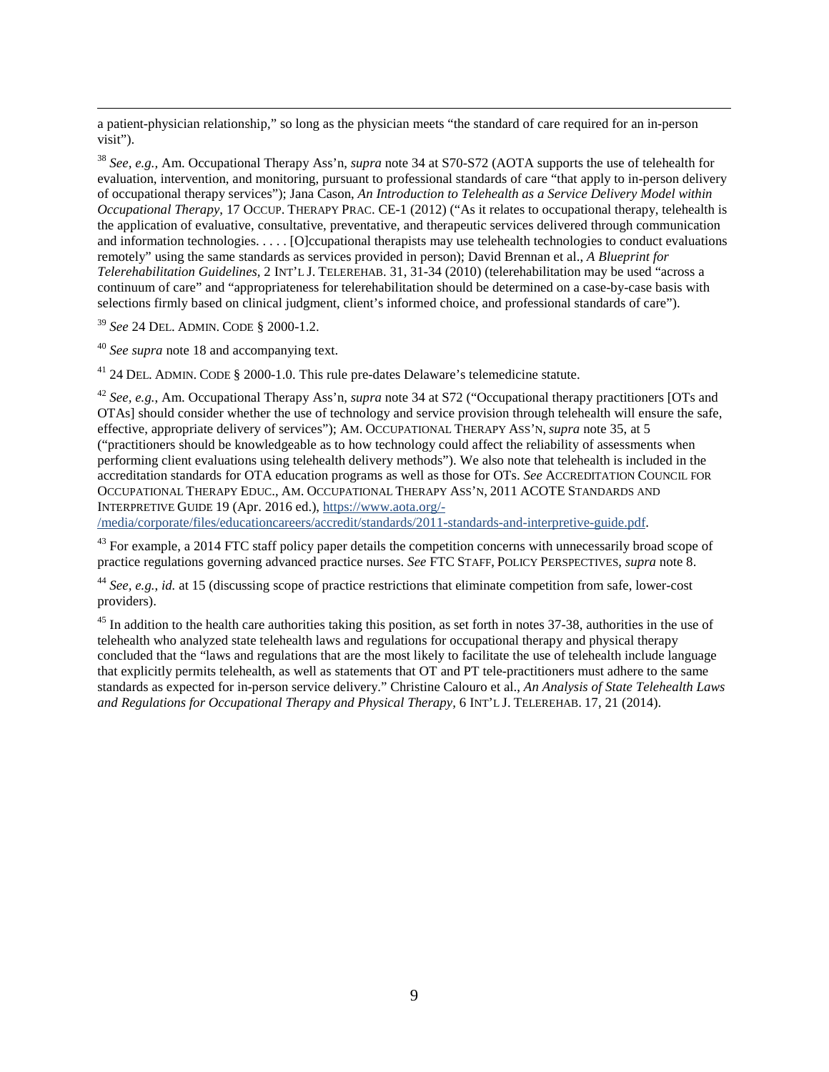a patient-physician relationship," so long as the physician meets "the standard of care required for an in-person visit").

[38] *See, e.g.*, Am. Occupational Therapy Ass'n, *supra* note 34 at S70-S72 (AOTA supports the use of telehealth for evaluation, intervention, and monitoring, pursuant to professional standards of care "that apply to in-person delivery of occupational therapy services"); Jana Cason, *An Introduction to Telehealth as a Service Delivery Model within Occupational Therapy*, 17 OCCUP. THERAPY PRAC. CE-1 (2012) ("As it relates to occupational therapy, telehealth is the application of evaluative, consultative, preventative, and therapeutic services delivered through communication and information technologies. . . . . [O]ccupational therapists may use telehealth technologies to conduct evaluations remotely" using the same standards as services provided in person); David Brennan et al., *A Blueprint for Telerehabilitation Guidelines*, 2 INT'L J. TELEREHAB. 31, 31-34 (2010) (telerehabilitation may be used "across a continuum of care" and "appropriateness for telerehabilitation should be determined on a case-by-case basis with selections firmly based on clinical judgment, client's informed choice, and professional standards of care").

[39] *See* 24 DEL. ADMIN. CODE § 2000-1.2.

[40] *See supra* note 18 and accompanying text.

[41] 24 DEL. ADMIN. CODE § 2000-1.0. This rule pre-dates Delaware's telemedicine statute.

[42] *See, e.g.*, Am. Occupational Therapy Ass'n, *supra* note 34 at S72 ("Occupational therapy practitioners [OTs and OTAs] should consider whether the use of technology and service provision through telehealth will ensure the safe, effective, appropriate delivery of services"); AM. OCCUPATIONAL THERAPY ASS'N, *supra* note 35, at 5 ("practitioners should be knowledgeable as to how technology could affect the reliability of assessments when performing client evaluations using telehealth delivery methods"). We also note that telehealth is included in the accreditation standards for OTA education programs as well as those for OTs. *See* ACCREDITATION COUNCIL FOR OCCUPATIONAL THERAPY EDUC., AM. OCCUPATIONAL THERAPY ASS'N, 2011 ACOTE STANDARDS AND INTERPRETIVE GUIDE 19 (Apr. 2016 ed.), https://www.aota.org/-/media/corporate/files/educationcareers/accredit/standards/2011-standards-and-interpretive-guide.pdf.

[43] For example, a 2014 FTC staff policy paper details the competition concerns with unnecessarily broad scope of practice regulations governing advanced practice nurses. *See* FTC STAFF, POLICY PERSPECTIVES, *supra* note 8.

[44] *See, e.g.*, *id.* at 15 (discussing scope of practice restrictions that eliminate competition from safe, lower-cost providers).

[45] In addition to the health care authorities taking this position, as set forth in notes 37-38, authorities in the use of telehealth who analyzed state telehealth laws and regulations for occupational therapy and physical therapy concluded that the "laws and regulations that are the most likely to facilitate the use of telehealth include language that explicitly permits telehealth, as well as statements that OT and PT tele-practitioners must adhere to the same standards as expected for in-person service delivery." Christine Calouro et al., *An Analysis of State Telehealth Laws and Regulations for Occupational Therapy and Physical Therapy*, 6 INT'L J. TELEREHAB. 17, 21 (2014).